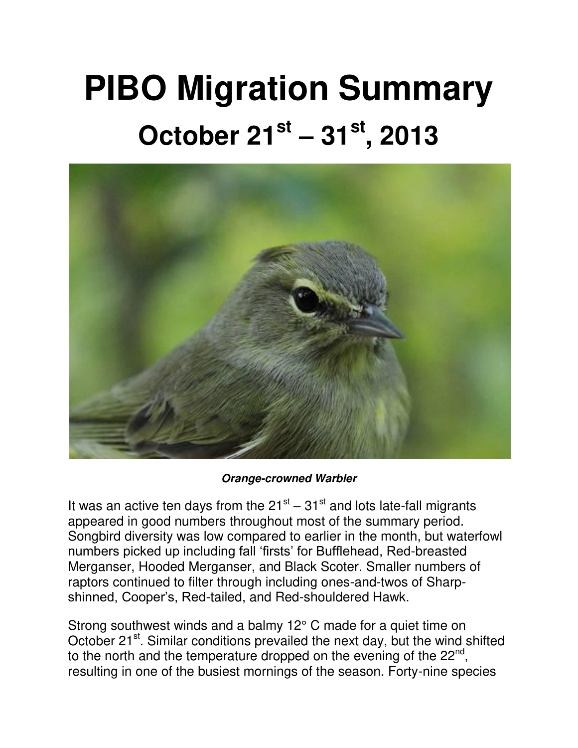# PIBO Migration Summary

## October 21st – 31st, 2013

***Orange-crowned Warbler***

It was an active ten days from the 21st – 31st and lots late-fall migrants appeared in good numbers throughout most of the summary period. Songbird diversity was low compared to earlier in the month, but waterfowl numbers picked up including fall 'firsts' for Bufflehead, Red-breasted Merganser, Hooded Merganser, and Black Scoter. Smaller numbers of raptors continued to filter through including ones-and-twos of Sharp-shinned, Cooper's, Red-tailed, and Red-shouldered Hawk.

Strong southwest winds and a balmy 12° C made for a quiet time on October 21st. Similar conditions prevailed the next day, but the wind shifted to the north and the temperature dropped on the evening of the 22nd, resulting in one of the busiest mornings of the season. Forty-nine species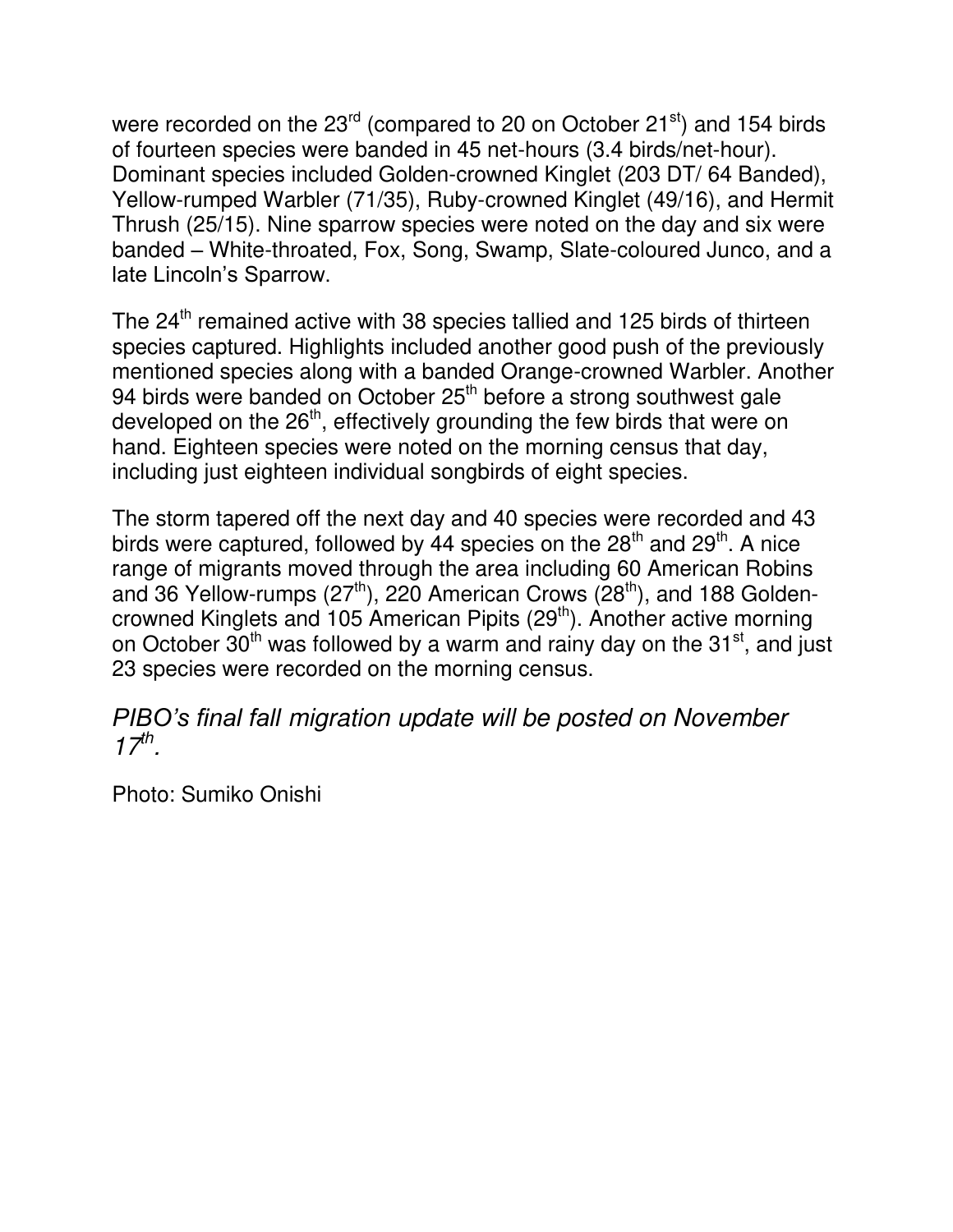were recorded on the 23rd (compared to 20 on October 21st) and 154 birds of fourteen species were banded in 45 net-hours (3.4 birds/net-hour). Dominant species included Golden-crowned Kinglet (203 DT/ 64 Banded), Yellow-rumped Warbler (71/35), Ruby-crowned Kinglet (49/16), and Hermit Thrush (25/15). Nine sparrow species were noted on the day and six were banded – White-throated, Fox, Song, Swamp, Slate-coloured Junco, and a late Lincoln's Sparrow.

The 24th remained active with 38 species tallied and 125 birds of thirteen species captured. Highlights included another good push of the previously mentioned species along with a banded Orange-crowned Warbler. Another 94 birds were banded on October 25th before a strong southwest gale developed on the 26th, effectively grounding the few birds that were on hand. Eighteen species were noted on the morning census that day, including just eighteen individual songbirds of eight species.

The storm tapered off the next day and 40 species were recorded and 43 birds were captured, followed by 44 species on the 28th and 29th. A nice range of migrants moved through the area including 60 American Robins and 36 Yellow-rumps (27th), 220 American Crows (28th), and 188 Golden-crowned Kinglets and 105 American Pipits (29th). Another active morning on October 30th was followed by a warm and rainy day on the 31st, and just 23 species were recorded on the morning census.

*PIBO's final fall migration update will be posted on November 17th.*

Photo: Sumiko Onishi